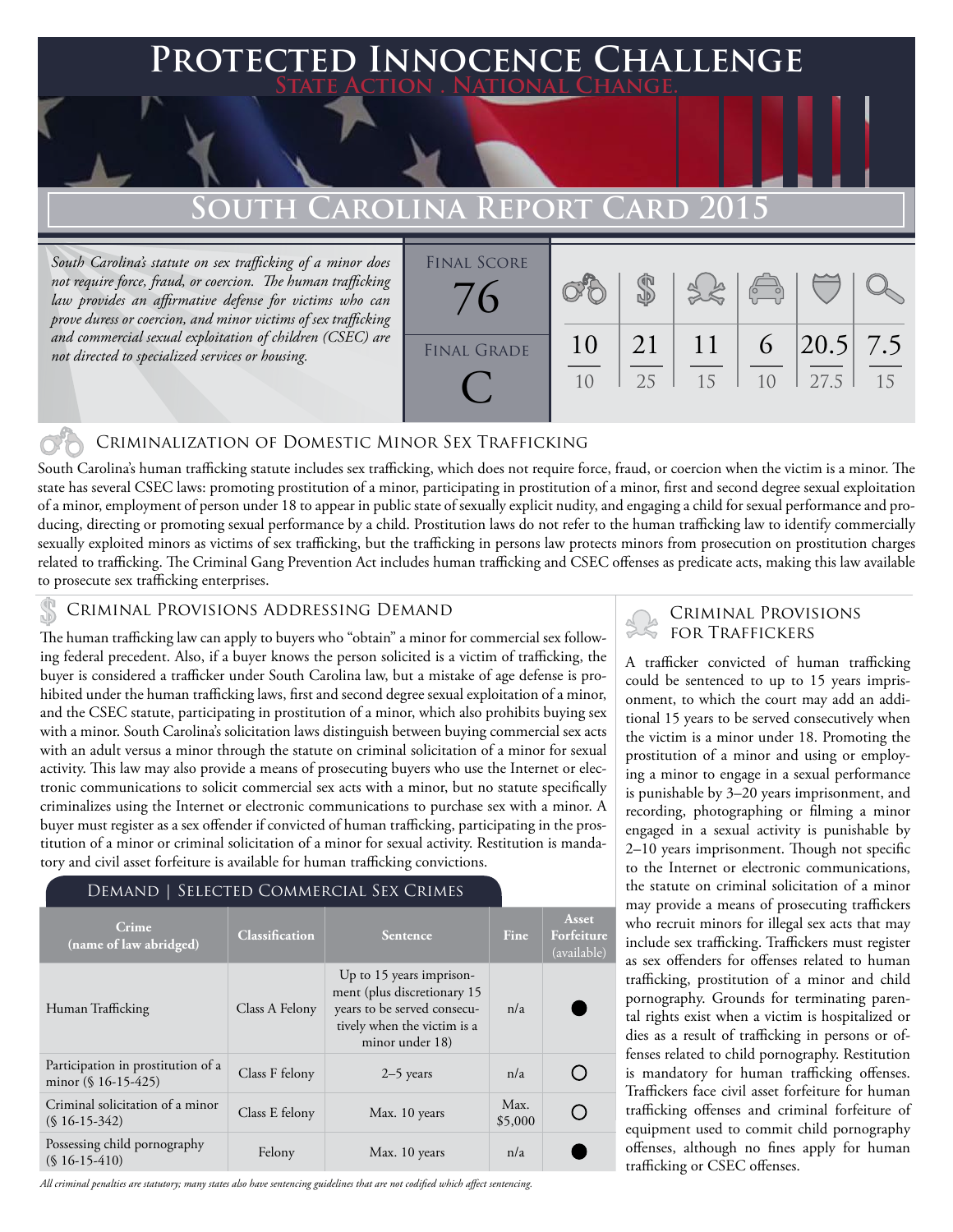# Protected Innocence Challenge

State Action . National Change.

## South Carolina Report Card 2015

*South Carolina's statute on sex trafficking of a minor does not require force, fraud, or coercion. The human trafficking law provides an affirmative defense for victims who can prove duress or coercion, and minor victims of sex trafficking and commercial sexual exploitation of children (CSEC) are not directed to specialized services or housing.*

| Final Score | Final Grade |
|---|---|
| 76 | C |

| Criminalization of Domestic Minor Sex Trafficking | Criminal Provisions Addressing Demand | Criminal Provisions for Traffickers | Criminal Provisions for Facilitators | Protective Provisions for the Child Victims | Criminal Justice Tools for Investigation and Prosecutions |
|---|---|---|---|---|---|
| 10/10 | 21/25 | 11/15 | 6/10 | 20.5/27.5 | 7.5/15 |

### Criminalization of Domestic Minor Sex Trafficking

South Carolina's human trafficking statute includes sex trafficking, which does not require force, fraud, or coercion when the victim is a minor. The state has several CSEC laws: promoting prostitution of a minor, participating in prostitution of a minor, first and second degree sexual exploitation of a minor, employment of person under 18 to appear in public state of sexually explicit nudity, and engaging a child for sexual performance and producing, directing or promoting sexual performance by a child. Prostitution laws do not refer to the human trafficking law to identify commercially sexually exploited minors as victims of sex trafficking, but the trafficking in persons law protects minors from prosecution on prostitution charges related to trafficking. The Criminal Gang Prevention Act includes human trafficking and CSEC offenses as predicate acts, making this law available to prosecute sex trafficking enterprises.

### Criminal Provisions Addressing Demand

The human trafficking law can apply to buyers who "obtain" a minor for commercial sex following federal precedent. Also, if a buyer knows the person solicited is a victim of trafficking, the buyer is considered a trafficker under South Carolina law, but a mistake of age defense is prohibited under the human trafficking laws, first and second degree sexual exploitation of a minor, and the CSEC statute, participating in prostitution of a minor, which also prohibits buying sex with a minor. South Carolina's solicitation laws distinguish between buying commercial sex acts with an adult versus a minor through the statute on criminal solicitation of a minor for sexual activity. This law may also provide a means of prosecuting buyers who use the Internet or electronic communications to solicit commercial sex acts with a minor, but no statute specifically criminalizes using the Internet or electronic communications to purchase sex with a minor. A buyer must register as a sex offender if convicted of human trafficking, participating in the prostitution of a minor or criminal solicitation of a minor for sexual activity. Restitution is mandatory and civil asset forfeiture is available for human trafficking convictions.

#### Demand | Selected Commercial Sex Crimes

| Crime (name of law abridged) | Classification | Sentence | Fine | Asset Forfeiture (available) |
|---|---|---|---|---|
| Human Trafficking | Class A Felony | Up to 15 years imprisonment (plus discretionary 15 years to be served consecutively when the victim is a minor under 18) | n/a | ● |
| Participation in prostitution of a minor (§ 16-15-425) | Class F felony | 2–5 years | n/a | ○ |
| Criminal solicitation of a minor (§ 16-15-342) | Class E felony | Max. 10 years | Max. $5,000 | ○ |
| Possessing child pornography (§ 16-15-410) | Felony | Max. 10 years | n/a | ● |

*All criminal penalties are statutory; many states also have sentencing guidelines that are not codified which affect sentencing.*

### Criminal Provisions for Traffickers

A trafficker convicted of human trafficking could be sentenced to up to 15 years imprisonment, to which the court may add an additional 15 years to be served consecutively when the victim is a minor under 18. Promoting the prostitution of a minor and using or employing a minor to engage in a sexual performance is punishable by 3–20 years imprisonment, and recording, photographing or filming a minor engaged in a sexual activity is punishable by 2–10 years imprisonment. Though not specific to the Internet or electronic communications, the statute on criminal solicitation of a minor may provide a means of prosecuting traffickers who recruit minors for illegal sex acts that may include sex trafficking. Traffickers must register as sex offenders for offenses related to human trafficking, prostitution of a minor and child pornography. Grounds for terminating parental rights exist when a victim is hospitalized or dies as a result of trafficking in persons or offenses related to child pornography. Restitution is mandatory for human trafficking offenses. Traffickers face civil asset forfeiture for human trafficking offenses and criminal forfeiture of equipment used to commit child pornography offenses, although no fines apply for human trafficking or CSEC offenses.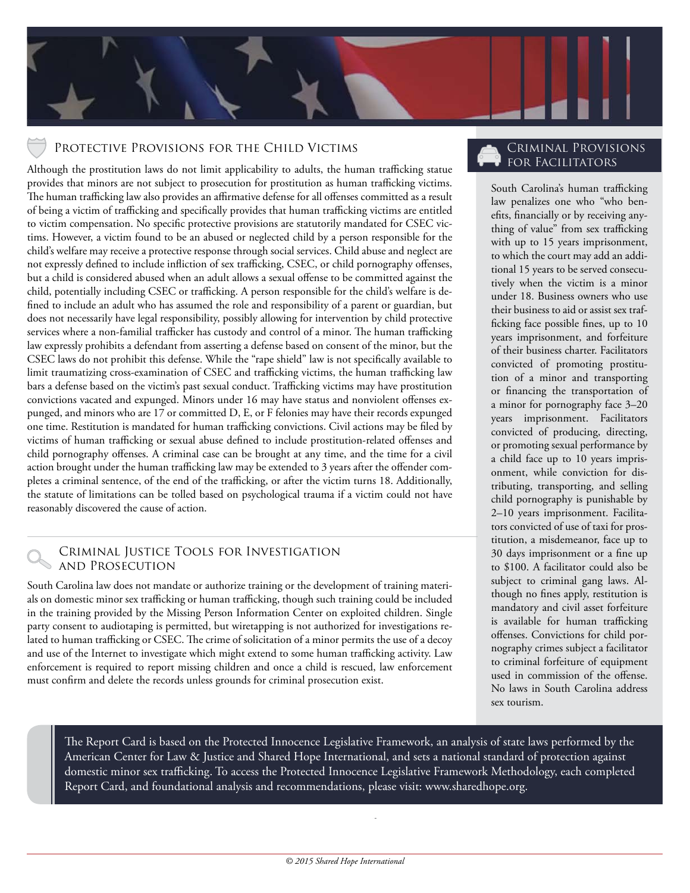## Protective Provisions for the Child Victims

Although the prostitution laws do not limit applicability to adults, the human trafficking statue provides that minors are not subject to prosecution for prostitution as human trafficking victims. The human trafficking law also provides an affirmative defense for all offenses committed as a result of being a victim of trafficking and specifically provides that human trafficking victims are entitled to victim compensation. No specific protective provisions are statutorily mandated for CSEC victims. However, a victim found to be an abused or neglected child by a person responsible for the child's welfare may receive a protective response through social services. Child abuse and neglect are not expressly defined to include infliction of sex trafficking, CSEC, or child pornography offenses, but a child is considered abused when an adult allows a sexual offense to be committed against the child, potentially including CSEC or trafficking. A person responsible for the child's welfare is defined to include an adult who has assumed the role and responsibility of a parent or guardian, but does not necessarily have legal responsibility, possibly allowing for intervention by child protective services where a non-familial trafficker has custody and control of a minor. The human trafficking law expressly prohibits a defendant from asserting a defense based on consent of the minor, but the CSEC laws do not prohibit this defense. While the "rape shield" law is not specifically available to limit traumatizing cross-examination of CSEC and trafficking victims, the human trafficking law bars a defense based on the victim's past sexual conduct. Trafficking victims may have prostitution convictions vacated and expunged. Minors under 16 may have status and nonviolent offenses expunged, and minors who are 17 or committed D, E, or F felonies may have their records expunged one time. Restitution is mandated for human trafficking convictions. Civil actions may be filed by victims of human trafficking or sexual abuse defined to include prostitution-related offenses and child pornography offenses. A criminal case can be brought at any time, and the time for a civil action brought under the human trafficking law may be extended to 3 years after the offender completes a criminal sentence, of the end of the trafficking, or after the victim turns 18. Additionally, the statute of limitations can be tolled based on psychological trauma if a victim could not have reasonably discovered the cause of action.

## Criminal Justice Tools for Investigation and Prosecution

South Carolina law does not mandate or authorize training or the development of training materials on domestic minor sex trafficking or human trafficking, though such training could be included in the training provided by the Missing Person Information Center on exploited children. Single party consent to audiotaping is permitted, but wiretapping is not authorized for investigations related to human trafficking or CSEC. The crime of solicitation of a minor permits the use of a decoy and use of the Internet to investigate which might extend to some human trafficking activity. Law enforcement is required to report missing children and once a child is rescued, law enforcement must confirm and delete the records unless grounds for criminal prosecution exist.

## Criminal Provisions for Facilitators

South Carolina's human trafficking law penalizes one who "who benefits, financially or by receiving anything of value" from sex trafficking with up to 15 years imprisonment, to which the court may add an additional 15 years to be served consecutively when the victim is a minor under 18. Business owners who use their business to aid or assist sex trafficking face possible fines, up to 10 years imprisonment, and forfeiture of their business charter. Facilitators convicted of promoting prostitution of a minor and transporting or financing the transportation of a minor for pornography face 3–20 years imprisonment. Facilitators convicted of producing, directing, or promoting sexual performance by a child face up to 10 years imprisonment, while conviction for distributing, transporting, and selling child pornography is punishable by 2–10 years imprisonment. Facilitators convicted of use of taxi for prostitution, a misdemeanor, face up to 30 days imprisonment or a fine up to $100. A facilitator could also be subject to criminal gang laws. Although no fines apply, restitution is mandatory and civil asset forfeiture is available for human trafficking offenses. Convictions for child pornography crimes subject a facilitator to criminal forfeiture of equipment used in commission of the offense. No laws in South Carolina address sex tourism.

The Report Card is based on the Protected Innocence Legislative Framework, an analysis of state laws performed by the American Center for Law & Justice and Shared Hope International, and sets a national standard of protection against domestic minor sex trafficking. To access the Protected Innocence Legislative Framework Methodology, each completed Report Card, and foundational analysis and recommendations, please visit: www.sharedhope.org.